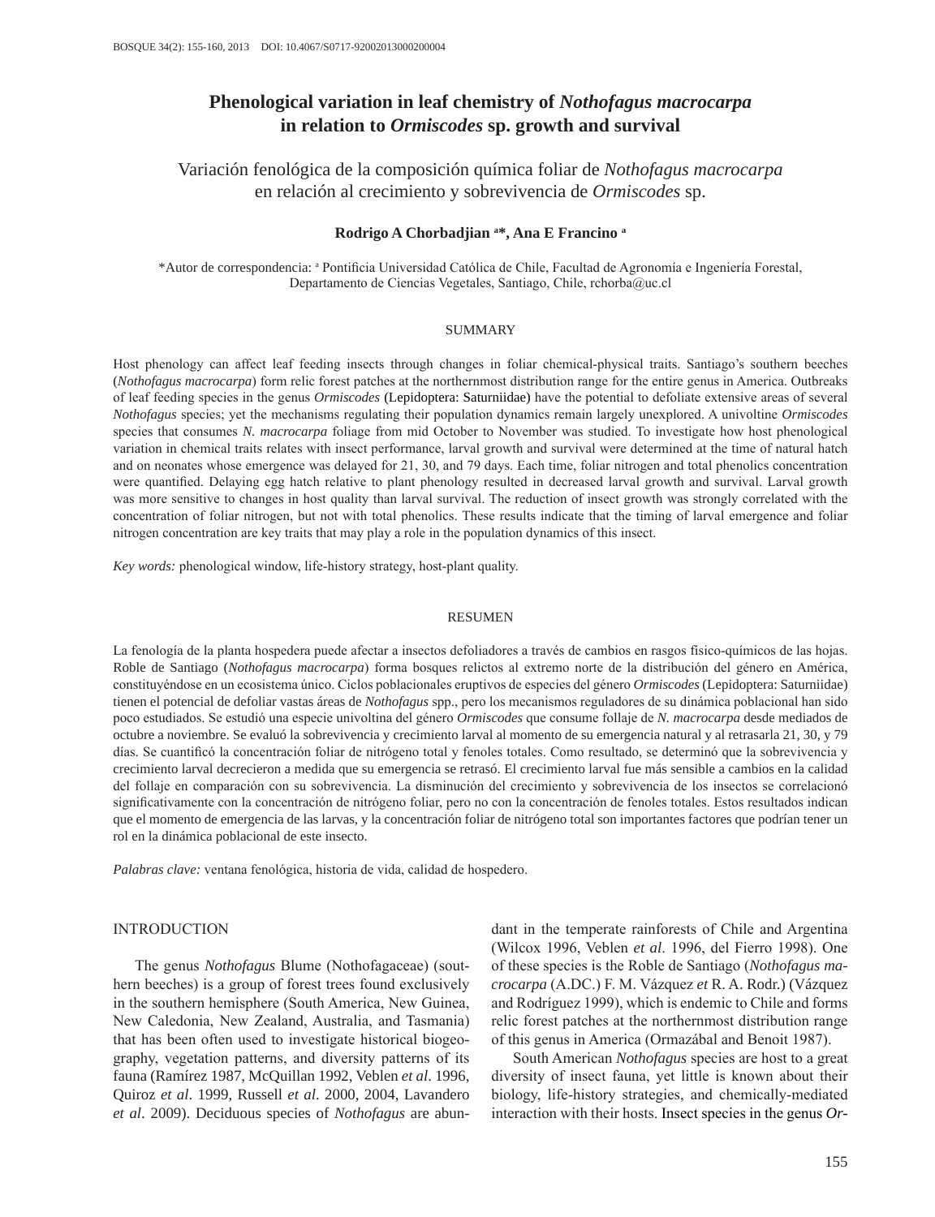# Phenological variation in leaf chemistry of *Nothofagus macrocarpa* in relation to *Ormiscodes* sp. growth and survival

## Variación fenológica de la composición química foliar de *Nothofagus macrocarpa* en relación al crecimiento y sobrevivencia de *Ormiscodes* sp.

**Rodrigo A Chorbadjian [a]*, Ana E Francino [a]**

*Autor de correspondencia: [a] Pontificia Universidad Católica de Chile, Facultad de Agronomía e Ingeniería Forestal, Departamento de Ciencias Vegetales, Santiago, Chile, rchorba@uc.cl

### SUMMARY

Host phenology can affect leaf feeding insects through changes in foliar chemical-physical traits. Santiago's southern beeches (*Nothofagus macrocarpa*) form relic forest patches at the northernmost distribution range for the entire genus in America. Outbreaks of leaf feeding species in the genus *Ormiscodes* (Lepidoptera: Saturniidae) have the potential to defoliate extensive areas of several *Nothofagus* species; yet the mechanisms regulating their population dynamics remain largely unexplored. A univoltine *Ormiscodes* species that consumes *N. macrocarpa* foliage from mid October to November was studied. To investigate how host phenological variation in chemical traits relates with insect performance, larval growth and survival were determined at the time of natural hatch and on neonates whose emergence was delayed for 21, 30, and 79 days. Each time, foliar nitrogen and total phenolics concentration were quantified. Delaying egg hatch relative to plant phenology resulted in decreased larval growth and survival. Larval growth was more sensitive to changes in host quality than larval survival. The reduction of insect growth was strongly correlated with the concentration of foliar nitrogen, but not with total phenolics. These results indicate that the timing of larval emergence and foliar nitrogen concentration are key traits that may play a role in the population dynamics of this insect.

*Key words:* phenological window, life-history strategy, host-plant quality.

### RESUMEN

La fenología de la planta hospedera puede afectar a insectos defoliadores a través de cambios en rasgos físico-químicos de las hojas. Roble de Santiago (*Nothofagus macrocarpa*) forma bosques relictos al extremo norte de la distribución del género en América, constituyéndose en un ecosistema único. Ciclos poblacionales eruptivos de especies del género *Ormiscodes* (Lepidoptera: Saturniidae) tienen el potencial de defoliar vastas áreas de *Nothofagus* spp., pero los mecanismos reguladores de su dinámica poblacional han sido poco estudiados. Se estudió una especie univoltina del género *Ormiscodes* que consume follaje de *N. macrocarpa* desde mediados de octubre a noviembre. Se evaluó la sobrevivencia y crecimiento larval al momento de su emergencia natural y al retrasarla 21, 30, y 79 días. Se cuantificó la concentración foliar de nitrógeno total y fenoles totales. Como resultado, se determinó que la sobrevivencia y crecimiento larval decrecieron a medida que su emergencia se retrasó. El crecimiento larval fue más sensible a cambios en la calidad del follaje en comparación con su sobrevivencia. La disminución del crecimiento y sobrevivencia de los insectos se correlacionó significativamente con la concentración de nitrógeno foliar, pero no con la concentración de fenoles totales. Estos resultados indican que el momento de emergencia de las larvas, y la concentración foliar de nitrógeno total son importantes factores que podrían tener un rol en la dinámica poblacional de este insecto.

*Palabras clave:* ventana fenológica, historia de vida, calidad de hospedero.

## INTRODUCTION

The genus *Nothofagus* Blume (Nothofagaceae) (southern beeches) is a group of forest trees found exclusively in the southern hemisphere (South America, New Guinea, New Caledonia, New Zealand, Australia, and Tasmania) that has been often used to investigate historical biogeography, vegetation patterns, and diversity patterns of its fauna (Ramírez 1987, McQuillan 1992, Veblen *et al*. 1996, Quiroz *et al*. 1999, Russell *et al*. 2000, 2004, Lavandero *et al*. 2009). Deciduous species of *Nothofagus* are abundant in the temperate rainforests of Chile and Argentina (Wilcox 1996, Veblen *et al*. 1996, del Fierro 1998). One of these species is the Roble de Santiago (*Nothofagus macrocarpa* (A.DC.) F. M. Vázquez *et* R. A. Rodr.) (Vázquez and Rodríguez 1999), which is endemic to Chile and forms relic forest patches at the northernmost distribution range of this genus in America (Ormazábal and Benoit 1987).

South American *Nothofagus* species are host to a great diversity of insect fauna, yet little is known about their biology, life-history strategies, and chemically-mediated interaction with their hosts. Insect species in the genus *Or-*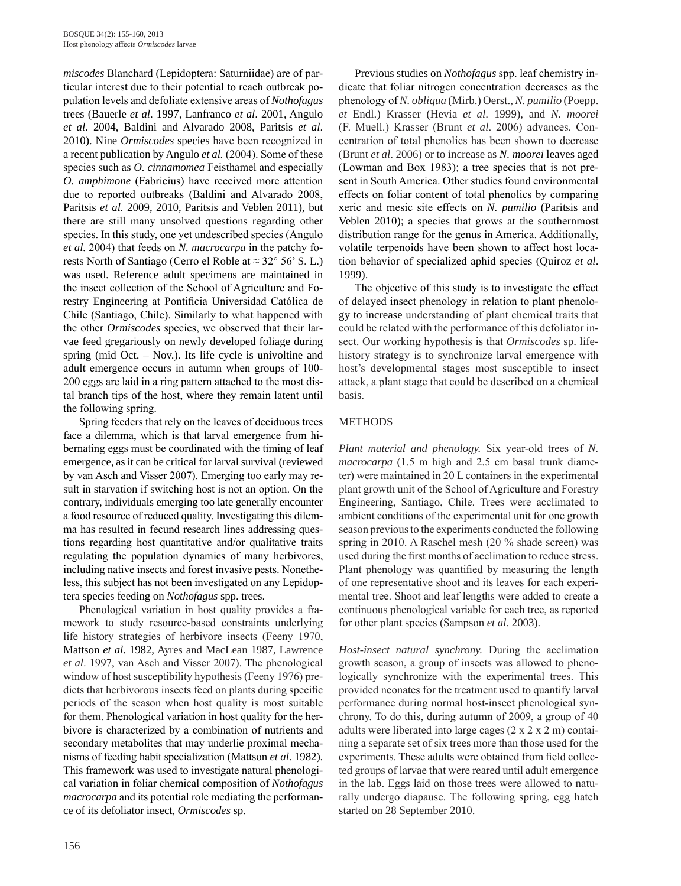*miscodes* Blanchard (Lepidoptera: Saturniidae) are of particular interest due to their potential to reach outbreak population levels and defoliate extensive areas of *Nothofagus* trees (Bauerle *et al*. 1997, Lanfranco *et al*. 2001, Angulo *et al*. 2004, Baldini and Alvarado 2008, Paritsis *et al*. 2010). Nine *Ormiscodes* species have been recognized in a recent publication by Angulo *et al.* (2004). Some of these species such as *O. cinnamomea* Feisthamel and especially *O. amphimone* (Fabricius) have received more attention due to reported outbreaks (Baldini and Alvarado 2008, Paritsis *et al.* 2009, 2010, Paritsis and Veblen 2011), but there are still many unsolved questions regarding other species. In this study, one yet undescribed species (Angulo *et al.* 2004) that feeds on *N. macrocarpa* in the patchy forests North of Santiago (Cerro el Roble at ≈ 32° 56' S. L.) was used. Reference adult specimens are maintained in the insect collection of the School of Agriculture and Forestry Engineering at Pontificia Universidad Católica de Chile (Santiago, Chile). Similarly to what happened with the other *Ormiscodes* species, we observed that their larvae feed gregariously on newly developed foliage during spring (mid Oct. – Nov.). Its life cycle is univoltine and adult emergence occurs in autumn when groups of 100-200 eggs are laid in a ring pattern attached to the most distal branch tips of the host, where they remain latent until the following spring.

Spring feeders that rely on the leaves of deciduous trees face a dilemma, which is that larval emergence from hibernating eggs must be coordinated with the timing of leaf emergence, as it can be critical for larval survival (reviewed by van Asch and Visser 2007). Emerging too early may result in starvation if switching host is not an option. On the contrary, individuals emerging too late generally encounter a food resource of reduced quality. Investigating this dilemma has resulted in fecund research lines addressing questions regarding host quantitative and/or qualitative traits regulating the population dynamics of many herbivores, including native insects and forest invasive pests. Nonetheless, this subject has not been investigated on any Lepidoptera species feeding on *Nothofagus* spp. trees.

Phenological variation in host quality provides a framework to study resource-based constraints underlying life history strategies of herbivore insects (Feeny 1970, Mattson *et al*. 1982, Ayres and MacLean 1987, Lawrence *et al*. 1997, van Asch and Visser 2007). The phenological window of host susceptibility hypothesis (Feeny 1976) predicts that herbivorous insects feed on plants during specific periods of the season when host quality is most suitable for them. Phenological variation in host quality for the herbivore is characterized by a combination of nutrients and secondary metabolites that may underlie proximal mechanisms of feeding habit specialization (Mattson *et al.* 1982). This framework was used to investigate natural phenological variation in foliar chemical composition of *Nothofagus macrocarpa* and its potential role mediating the performance of its defoliator insect, *Ormiscodes* sp.

Previous studies on *Nothofagus* spp. leaf chemistry indicate that foliar nitrogen concentration decreases as the phenology of *N. obliqua* (Mirb.) Oerst., *N. pumilio* (Poepp. *et* Endl.) Krasser (Hevia *et al*. 1999), and *N. moorei* (F. Muell.) Krasser (Brunt *et al*. 2006) advances. Concentration of total phenolics has been shown to decrease (Brunt *et al*. 2006) or to increase as *N. moorei* leaves aged (Lowman and Box 1983); a tree species that is not present in South America. Other studies found environmental effects on foliar content of total phenolics by comparing xeric and mesic site effects on *N. pumilio* (Paritsis and Veblen 2010); a species that grows at the southernmost distribution range for the genus in America. Additionally, volatile terpenoids have been shown to affect host location behavior of specialized aphid species (Quiroz *et al*. 1999).

The objective of this study is to investigate the effect of delayed insect phenology in relation to plant phenology to increase understanding of plant chemical traits that could be related with the performance of this defoliator insect. Our working hypothesis is that *Ormiscodes* sp. life-history strategy is to synchronize larval emergence with host's developmental stages most susceptible to insect attack, a plant stage that could be described on a chemical basis.

## METHODS

*Plant material and phenology.* Six year-old trees of *N. macrocarpa* (1.5 m high and 2.5 cm basal trunk diameter) were maintained in 20 L containers in the experimental plant growth unit of the School of Agriculture and Forestry Engineering, Santiago, Chile. Trees were acclimated to ambient conditions of the experimental unit for one growth season previous to the experiments conducted the following spring in 2010. A Raschel mesh (20 % shade screen) was used during the first months of acclimation to reduce stress. Plant phenology was quantified by measuring the length of one representative shoot and its leaves for each experimental tree. Shoot and leaf lengths were added to create a continuous phenological variable for each tree, as reported for other plant species (Sampson *et al*. 2003).

*Host-insect natural synchrony.* During the acclimation growth season, a group of insects was allowed to phenologically synchronize with the experimental trees. This provided neonates for the treatment used to quantify larval performance during normal host-insect phenological synchrony. To do this, during autumn of 2009, a group of 40 adults were liberated into large cages (2 x 2 x 2 m) containing a separate set of six trees more than those used for the experiments. These adults were obtained from field collected groups of larvae that were reared until adult emergence in the lab. Eggs laid on those trees were allowed to naturally undergo diapause. The following spring, egg hatch started on 28 September 2010.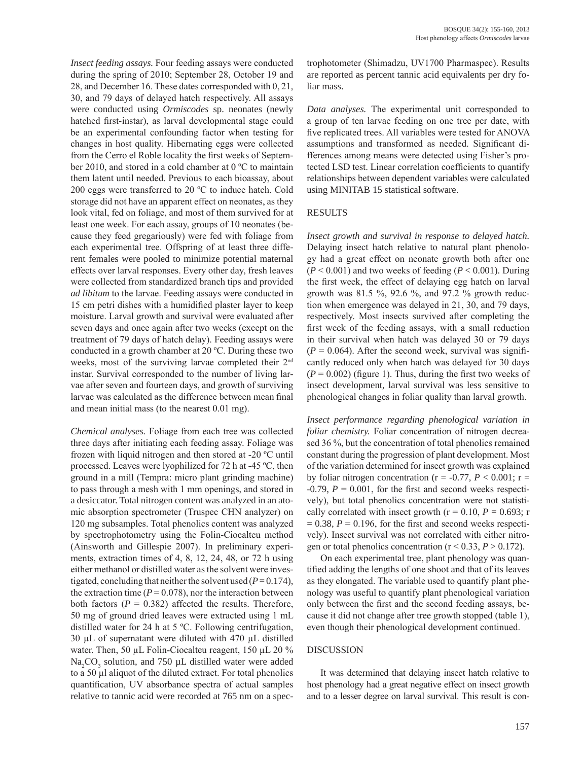*Insect feeding assays.* Four feeding assays were conducted during the spring of 2010; September 28, October 19 and 28, and December 16. These dates corresponded with 0, 21, 30, and 79 days of delayed hatch respectively. All assays were conducted using *Ormiscodes* sp. neonates (newly hatched first-instar), as larval developmental stage could be an experimental confounding factor when testing for changes in host quality. Hibernating eggs were collected from the Cerro el Roble locality the first weeks of September 2010, and stored in a cold chamber at 0 ºC to maintain them latent until needed. Previous to each bioassay, about 200 eggs were transferred to 20 ºC to induce hatch. Cold storage did not have an apparent effect on neonates, as they look vital, fed on foliage, and most of them survived for at least one week. For each assay, groups of 10 neonates (because they feed gregariously) were fed with foliage from each experimental tree. Offspring of at least three different females were pooled to minimize potential maternal effects over larval responses. Every other day, fresh leaves were collected from standardized branch tips and provided *ad libitum* to the larvae. Feeding assays were conducted in 15 cm petri dishes with a humidified plaster layer to keep moisture. Larval growth and survival were evaluated after seven days and once again after two weeks (except on the treatment of 79 days of hatch delay). Feeding assays were conducted in a growth chamber at 20 ºC. During these two weeks, most of the surviving larvae completed their 2nd instar. Survival corresponded to the number of living larvae after seven and fourteen days, and growth of surviving larvae was calculated as the difference between mean final and mean initial mass (to the nearest 0.01 mg).

*Chemical analyses.* Foliage from each tree was collected three days after initiating each feeding assay. Foliage was frozen with liquid nitrogen and then stored at -20 ºC until processed. Leaves were lyophilized for 72 h at -45 ºC, then ground in a mill (Tempra: micro plant grinding machine) to pass through a mesh with 1 mm openings, and stored in a desiccator. Total nitrogen content was analyzed in an atomic absorption spectrometer (Truspec CHN analyzer) on 120 mg subsamples. Total phenolics content was analyzed by spectrophotometry using the Folin-Ciocalteu method (Ainsworth and Gillespie 2007). In preliminary experiments, extraction times of 4, 8, 12, 24, 48, or 72 h using either methanol or distilled water as the solvent were investigated, concluding that neither the solvent used ($P = 0.174$), the extraction time ($P = 0.078$), nor the interaction between both factors ($P = 0.382$) affected the results. Therefore, 50 mg of ground dried leaves were extracted using 1 mL distilled water for 24 h at 5 ºC. Following centrifugation, 30 µL of supernatant were diluted with 470 µL distilled water. Then, 50 µL Folin-Ciocalteu reagent, 150 µL 20 % $Na_2CO_3$ solution, and 750 µL distilled water were added to a 50 µl aliquot of the diluted extract. For total phenolics quantification, UV absorbance spectra of actual samples relative to tannic acid were recorded at 765 nm on a spectrophotometer (Shimadzu, UV1700 Pharmaspec). Results are reported as percent tannic acid equivalents per dry foliar mass.

*Data analyses.* The experimental unit corresponded to a group of ten larvae feeding on one tree per date, with five replicated trees. All variables were tested for ANOVA assumptions and transformed as needed. Significant differences among means were detected using Fisher's protected LSD test. Linear correlation coefficients to quantify relationships between dependent variables were calculated using MINITAB 15 statistical software.

## RESULTS

*Insect growth and survival in response to delayed hatch.* Delaying insect hatch relative to natural plant phenology had a great effect on neonate growth both after one ($P < 0.001$) and two weeks of feeding ($P < 0.001$). During the first week, the effect of delaying egg hatch on larval growth was 81.5 %, 92.6 %, and 97.2 % growth reduction when emergence was delayed in 21, 30, and 79 days, respectively. Most insects survived after completing the first week of the feeding assays, with a small reduction in their survival when hatch was delayed 30 or 79 days ($P = 0.064$). After the second week, survival was significantly reduced only when hatch was delayed for 30 days ($P = 0.002$) (figure 1). Thus, during the first two weeks of insect development, larval survival was less sensitive to phenological changes in foliar quality than larval growth.

*Insect performance regarding phenological variation in foliar chemistry.* Foliar concentration of nitrogen decreased 36 %, but the concentration of total phenolics remained constant during the progression of plant development. Most of the variation determined for insect growth was explained by foliar nitrogen concentration ($r = -0.77$, $P < 0.001$; $r = -0.79$, $P = 0.001$, for the first and second weeks respectively), but total phenolics concentration were not statistically correlated with insect growth ($r = 0.10$, $P = 0.693$; $r = 0.38$, $P = 0.196$, for the first and second weeks respectively). Insect survival was not correlated with either nitrogen or total phenolics concentration ($r < 0.33$, $P > 0.172$).

On each experimental tree, plant phenology was quantified adding the lengths of one shoot and that of its leaves as they elongated. The variable used to quantify plant phenology was useful to quantify plant phenological variation only between the first and the second feeding assays, because it did not change after tree growth stopped (table 1), even though their phenological development continued.

## DISCUSSION

It was determined that delaying insect hatch relative to host phenology had a great negative effect on insect growth and to a lesser degree on larval survival. This result is con-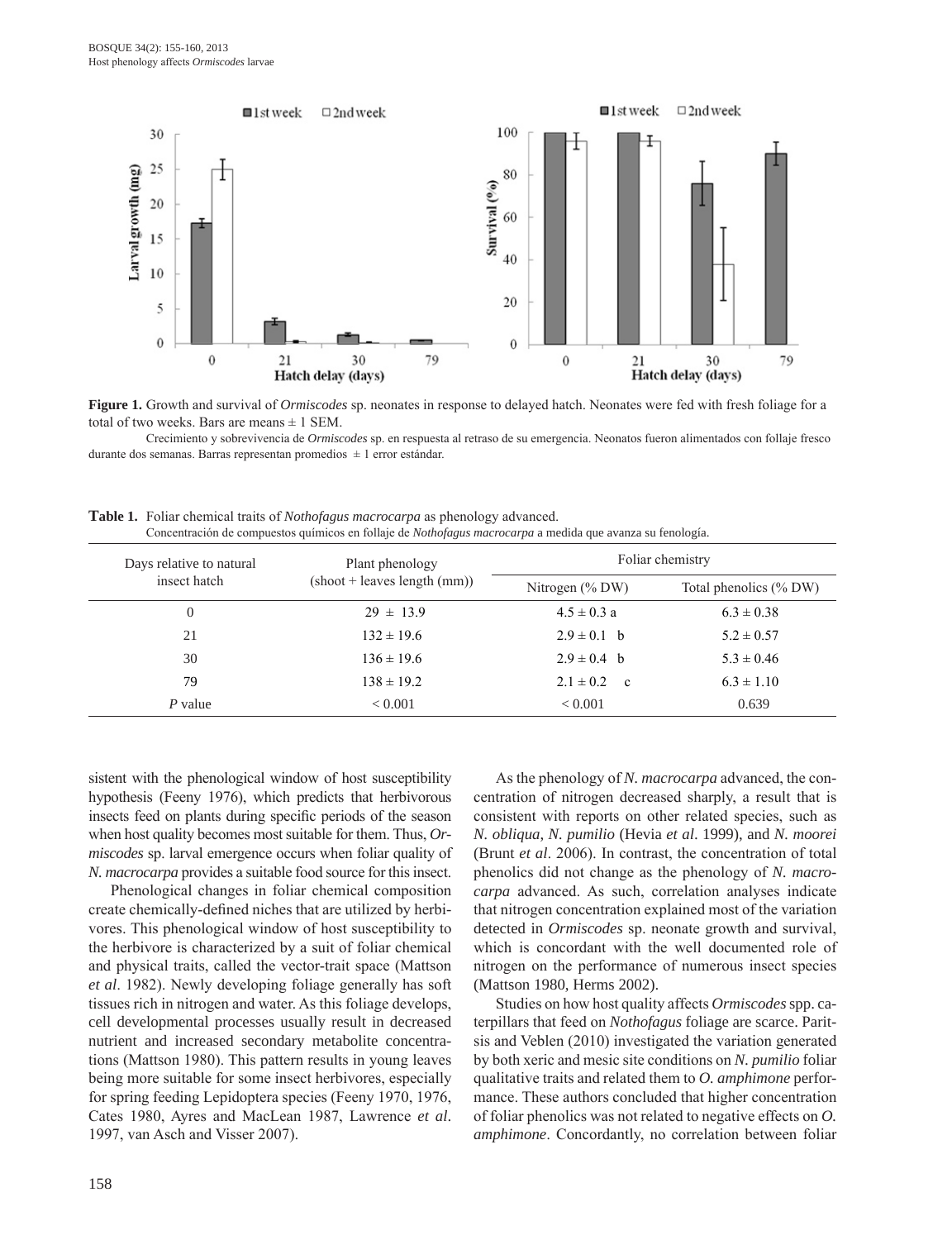**Figure 1.** Growth and survival of *Ormiscodes* sp. neonates in response to delayed hatch. Neonates were fed with fresh foliage for a total of two weeks. Bars are means ± 1 SEM.

Crecimiento y sobrevivencia de *Ormiscodes* sp. en respuesta al retraso de su emergencia. Neonatos fueron alimentados con follaje fresco durante dos semanas. Barras representan promedios ± 1 error estándar.

**Table 1.** Foliar chemical traits of *Nothofagus macrocarpa* as phenology advanced.
Concentración de compuestos químicos en follaje de *Nothofagus macrocarpa* a medida que avanza su fenología.

| Days relative to natural insect hatch | Plant phenology (shoot + leaves length (mm)) | Foliar chemistry | |
|---|---|---|---|
| | | Nitrogen (% DW) | Total phenolics (% DW) |
| 0 | 29 ± 13.9 | 4.5 ± 0.3 a | 6.3 ± 0.38 |
| 21 | 132 ± 19.6 | 2.9 ± 0.1 b | 5.2 ± 0.57 |
| 30 | 136 ± 19.6 | 2.9 ± 0.4 b | 5.3 ± 0.46 |
| 79 | 138 ± 19.2 | 2.1 ± 0.2 c | 6.3 ± 1.10 |
| *P* value | < 0.001 | < 0.001 | 0.639 |

sistent with the phenological window of host susceptibility hypothesis (Feeny 1976), which predicts that herbivorous insects feed on plants during specific periods of the season when host quality becomes most suitable for them. Thus, *Ormiscodes* sp. larval emergence occurs when foliar quality of *N. macrocarpa* provides a suitable food source for this insect.

Phenological changes in foliar chemical composition create chemically-defined niches that are utilized by herbivores. This phenological window of host susceptibility to the herbivore is characterized by a suit of foliar chemical and physical traits, called the vector-trait space (Mattson *et al*. 1982). Newly developing foliage generally has soft tissues rich in nitrogen and water. As this foliage develops, cell developmental processes usually result in decreased nutrient and increased secondary metabolite concentrations (Mattson 1980). This pattern results in young leaves being more suitable for some insect herbivores, especially for spring feeding Lepidoptera species (Feeny 1970, 1976, Cates 1980, Ayres and MacLean 1987, Lawrence *et al*. 1997, van Asch and Visser 2007).

As the phenology of *N. macrocarpa* advanced, the concentration of nitrogen decreased sharply, a result that is consistent with reports on other related species, such as *N. obliqua, N. pumilio* (Hevia *et al*. 1999), and *N. moorei* (Brunt *et al*. 2006). In contrast, the concentration of total phenolics did not change as the phenology of *N. macrocarpa* advanced. As such, correlation analyses indicate that nitrogen concentration explained most of the variation detected in *Ormiscodes* sp. neonate growth and survival, which is concordant with the well documented role of nitrogen on the performance of numerous insect species (Mattson 1980, Herms 2002).

Studies on how host quality affects *Ormiscodes* spp. caterpillars that feed on *Nothofagus* foliage are scarce. Paritsis and Veblen (2010) investigated the variation generated by both xeric and mesic site conditions on *N. pumilio* foliar qualitative traits and related them to *O. amphimone* performance. These authors concluded that higher concentration of foliar phenolics was not related to negative effects on *O. amphimone*. Concordantly, no correlation between foliar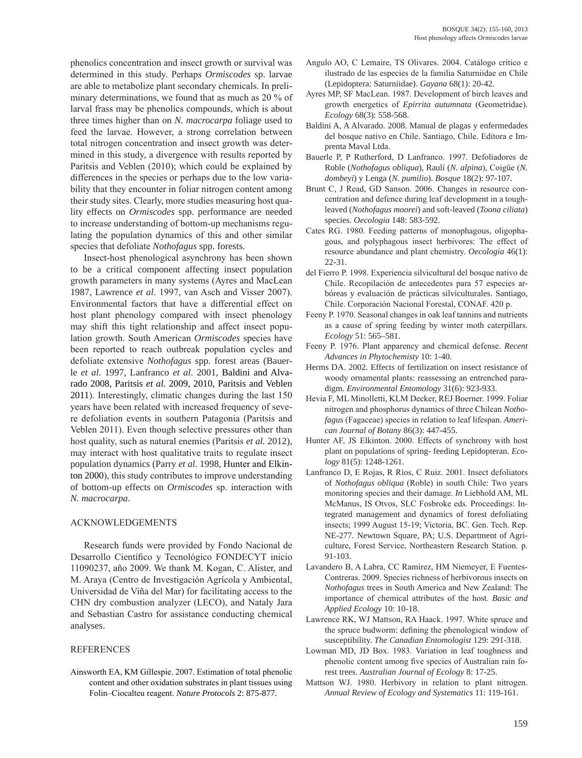phenolics concentration and insect growth or survival was determined in this study. Perhaps *Ormiscodes* sp. larvae are able to metabolize plant secondary chemicals. In preliminary determinations, we found that as much as 20 % of larval frass may be phenolics compounds, which is about three times higher than on *N. macrocarpa* foliage used to feed the larvae. However, a strong correlation between total nitrogen concentration and insect growth was determined in this study, a divergence with results reported by Paritsis and Veblen (2010); which could be explained by differences in the species or perhaps due to the low variability that they encounter in foliar nitrogen content among their study sites. Clearly, more studies measuring host quality effects on *Ormiscodes* spp. performance are needed to increase understanding of bottom-up mechanisms regulating the population dynamics of this and other similar species that defoliate *Nothofagus* spp. forests.

Insect-host phenological asynchrony has been shown to be a critical component affecting insect population growth parameters in many systems (Ayres and MacLean 1987, Lawrence *et al*. 1997, van Asch and Visser 2007). Environmental factors that have a differential effect on host plant phenology compared with insect phenology may shift this tight relationship and affect insect population growth. South American *Ormiscodes* species have been reported to reach outbreak population cycles and defoliate extensive *Nothofagus* spp. forest areas (Bauerle *et al*. 1997, Lanfranco *et al*. 2001, Baldini and Alvarado 2008, Paritsis *et al.* 2009, 2010, Paritsis and Veblen 2011). Interestingly, climatic changes during the last 150 years have been related with increased frequency of severe defoliation events in southern Patagonia (Paritsis and Veblen 2011). Even though selective pressures other than host quality, such as natural enemies (Paritsis *et al.* 2012), may interact with host qualitative traits to regulate insect population dynamics (Parry *et al*. 1998, Hunter and Elkinton 2000), this study contributes to improve understanding of bottom-up effects on *Ormiscodes* sp. interaction with *N. macrocarpa*.

## ACKNOWLEDGEMENTS

Research funds were provided by Fondo Nacional de Desarrollo Científico y Tecnológico FONDECYT inicio 11090237, año 2009. We thank M. Kogan, C. Alister, and M. Araya (Centro de Investigación Agrícola y Ambiental, Universidad de Viña del Mar) for facilitating access to the CHN dry combustion analyzer (LECO), and Nataly Jara and Sebastian Castro for assistance conducting chemical analyses.

## REFERENCES

Ainsworth EA, KM Gillespie. 2007. Estimation of total phenolic content and other oxidation substrates in plant tissues using Folin–Ciocalteu reagent. *Nature Protocols* 2: 875-877.

Angulo AO, C Lemaire, TS Olivares. 2004. Catálogo crítico e ilustrado de las especies de la familia Saturniidae en Chile (Lepidoptera: Saturniidae). *Gayana* 68(1): 20-42.

Ayres MP, SF MacLean. 1987. Development of birch leaves and growth energetics of *Epirrita autumnata* (Geometridae). *Ecology* 68(3): 558-568.

Baldini A, A Alvarado. 2008. Manual de plagas y enfermedades del bosque nativo en Chile. Santiago, Chile. Editora e Imprenta Maval Ltda.

Bauerle P, P Rutherford, D Lanfranco. 1997. Defoliadores de Roble (*Nothofagus obliqua*), Raulí (*N. alpina*), Coigüe (*N. dombeyi*) y Lenga (*N. pumilio*). *Bosque* 18(2): 97-107.

Brunt C, J Read, GD Sanson. 2006. Changes in resource concentration and defence during leaf development in a tough-leaved (*Nothofagus moorei*) and soft-leaved (*Toona ciliata*) species. *Oecologia* 148: 583-592.

Cates RG. 1980. Feeding patterns of monophagous, oligophagous, and polyphagous insect herbivores: The effect of resource abundance and plant chemistry. *Oecologia* 46(1): 22-31.

del Fierro P. 1998. Experiencia silvicultural del bosque nativo de Chile. Recopilación de antecedentes para 57 especies arbóreas y evaluación de prácticas silviculturales. Santiago, Chile. Corporación Nacional Forestal, CONAF. 420 p.

Feeny P. 1970. Seasonal changes in oak leaf tannins and nutrients as a cause of spring feeding by winter moth caterpillars. *Ecology* 51: 565–581.

Feeny P. 1976. Plant apparency and chemical defense. *Recent Advances in Phytochemisty* 10: 1-40.

Herms DA. 2002. Effects of fertilization on insect resistance of woody ornamental plants: reassessing an entrenched paradigm. *Environmental Entomology* 31(6): 923-933.

Hevia F, ML Minolletti, KLM Decker, REJ Boerner. 1999. Foliar nitrogen and phosphorus dynamics of three Chilean *Nothofagus* (Fagaceae) species in relation to leaf lifespan. *American Journal of Botany* 86(3): 447-455.

Hunter AF, JS Elkinton. 2000. Effects of synchrony with host plant on populations of spring- feeding Lepidopteran. *Ecology* 81(5): 1248-1261.

Lanfranco D, E Rojas, R Ríos, C Ruiz. 2001. Insect defoliators of *Nothofagus obliqua* (Roble) in south Chile: Two years monitoring species and their damage. *In* Liebhold AM, ML McManus, IS Otvos, SLC Fosbroke eds. Proceedings: Integrated management and dynamics of forest defoliating insects; 1999 August 15-19; Victoria, BC. Gen. Tech. Rep. NE-277. Newtown Square, PA; U.S. Department of Agriculture, Forest Service, Northeastern Research Station. p. 91-103.

Lavandero B, A Labra, CC Ramírez, HM Niemeyer, E Fuentes-Contreras. 2009. Species richness of herbivorous insects on *Nothofagus* trees in South America and New Zealand: The importance of chemical attributes of the host. *Basic and Applied Ecology* 10: 10-18.

Lawrence RK, WJ Mattson, RA Haack. 1997. White spruce and the spruce budworm: defining the phenological window of susceptibility. *The Canadian Entomologist* 129: 291-318.

Lowman MD, JD Box. 1983. Variation in leaf toughness and phenolic content among five species of Australian rain forest trees. *Australian Journal of Ecology* 8: 17-25.

Mattson WJ. 1980. Herbivory in relation to plant nitrogen. *Annual Review of Ecology and Systematics* 11: 119-161.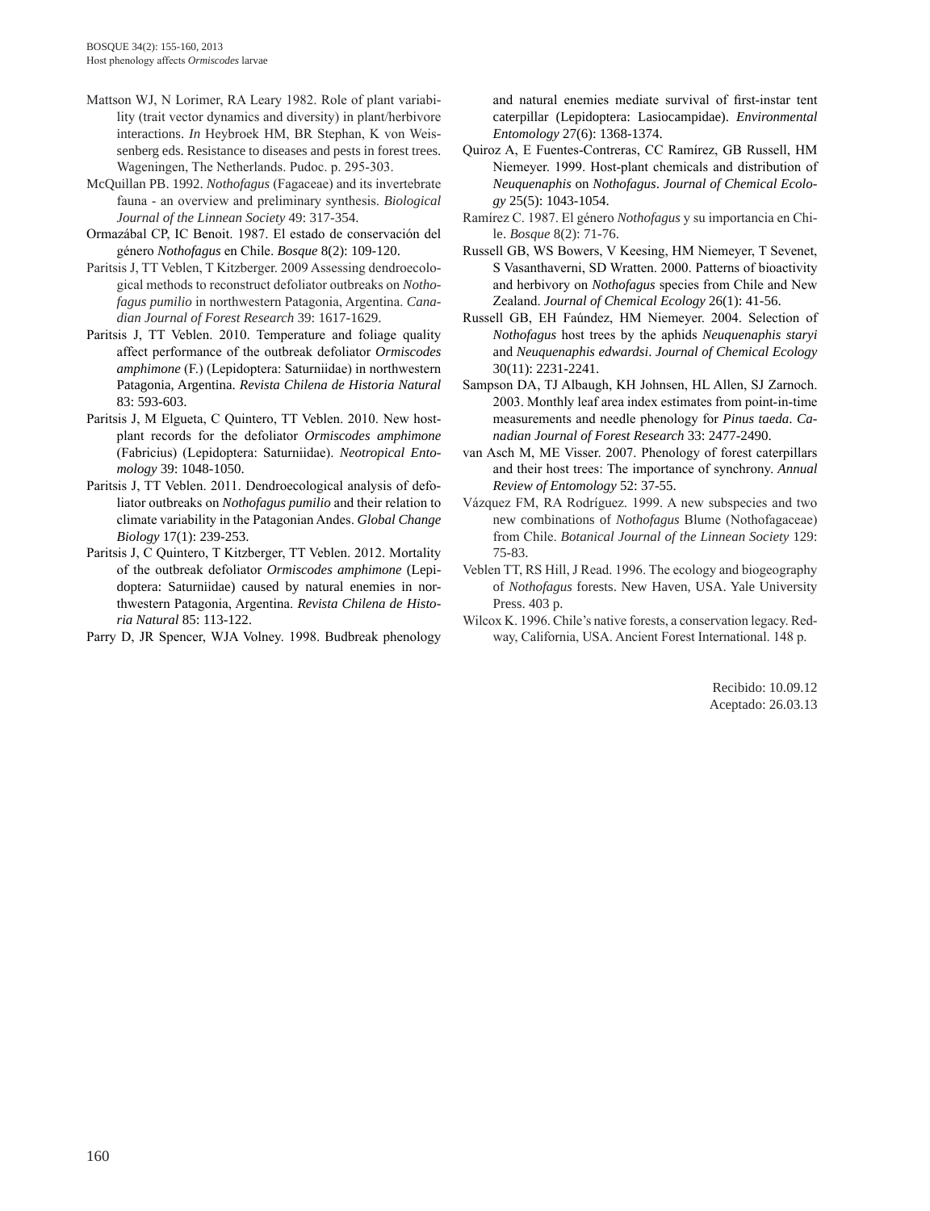Mattson WJ, N Lorimer, RA Leary 1982. Role of plant variability (trait vector dynamics and diversity) in plant/herbivore interactions. *In* Heybroek HM, BR Stephan, K von Weissenberg eds. Resistance to diseases and pests in forest trees. Wageningen, The Netherlands. Pudoc. p. 295-303.

McQuillan PB. 1992. *Nothofagus* (Fagaceae) and its invertebrate fauna - an overview and preliminary synthesis. *Biological Journal of the Linnean Society* 49: 317-354.

Ormazábal CP, IC Benoit. 1987. El estado de conservación del género *Nothofagus* en Chile. *Bosque* 8(2): 109-120.

Paritsis J, TT Veblen, T Kitzberger. 2009 Assessing dendroecological methods to reconstruct defoliator outbreaks on *Nothofagus pumilio* in northwestern Patagonia, Argentina. *Canadian Journal of Forest Research* 39: 1617-1629.

Paritsis J, TT Veblen. 2010. Temperature and foliage quality affect performance of the outbreak defoliator *Ormiscodes amphimone* (F.) (Lepidoptera: Saturniidae) in northwestern Patagonia, Argentina. *Revista Chilena de Historia Natural* 83: 593-603.

Paritsis J, M Elgueta, C Quintero, TT Veblen. 2010. New host-plant records for the defoliator *Ormiscodes amphimone* (Fabricius) (Lepidoptera: Saturniidae). *Neotropical Entomology* 39: 1048-1050.

Paritsis J, TT Veblen. 2011. Dendroecological analysis of defoliator outbreaks on *Nothofagus pumilio* and their relation to climate variability in the Patagonian Andes. *Global Change Biology* 17(1): 239-253.

Paritsis J, C Quintero, T Kitzberger, TT Veblen. 2012. Mortality of the outbreak defoliator *Ormiscodes amphimone* (Lepidoptera: Saturniidae) caused by natural enemies in northwestern Patagonia, Argentina. *Revista Chilena de Historia Natural* 85: 113-122.

Parry D, JR Spencer, WJA Volney. 1998. Budbreak phenology and natural enemies mediate survival of first-instar tent caterpillar (Lepidoptera: Lasiocampidae). *Environmental Entomology* 27(6): 1368-1374.

Quiroz A, E Fuentes-Contreras, CC Ramírez, GB Russell, HM Niemeyer. 1999. Host-plant chemicals and distribution of *Neuquenaphis* on *Nothofagus*. *Journal of Chemical Ecology* 25(5): 1043-1054.

Ramírez C. 1987. El género *Nothofagus* y su importancia en Chile. *Bosque* 8(2): 71-76.

Russell GB, WS Bowers, V Keesing, HM Niemeyer, T Sevenet, S Vasanthaverni, SD Wratten. 2000. Patterns of bioactivity and herbivory on *Nothofagus* species from Chile and New Zealand. *Journal of Chemical Ecology* 26(1): 41-56.

Russell GB, EH Faúndez, HM Niemeyer. 2004. Selection of *Nothofagus* host trees by the aphids *Neuquenaphis staryi* and *Neuquenaphis edwardsi*. *Journal of Chemical Ecology* 30(11): 2231-2241.

Sampson DA, TJ Albaugh, KH Johnsen, HL Allen, SJ Zarnoch. 2003. Monthly leaf area index estimates from point-in-time measurements and needle phenology for *Pinus taeda*. *Canadian Journal of Forest Research* 33: 2477-2490.

van Asch M, ME Visser. 2007. Phenology of forest caterpillars and their host trees: The importance of synchrony. *Annual Review of Entomology* 52: 37-55.

Vázquez FM, RA Rodríguez. 1999. A new subspecies and two new combinations of *Nothofagus* Blume (Nothofagaceae) from Chile. *Botanical Journal of the Linnean Society* 129: 75-83.

Veblen TT, RS Hill, J Read. 1996. The ecology and biogeography of *Nothofagus* forests. New Haven, USA. Yale University Press. 403 p.

Wilcox K. 1996. Chile's native forests, a conservation legacy. Redway, California, USA. Ancient Forest International. 148 p.

Recibido: 10.09.12
Aceptado: 26.03.13